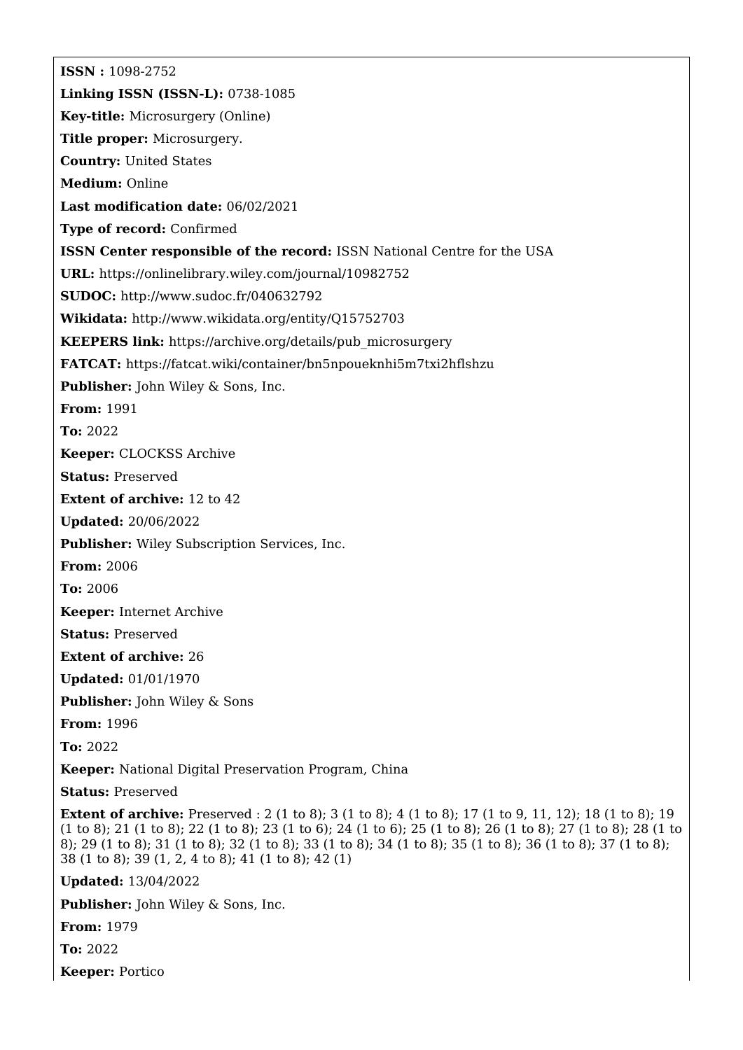**ISSN :** 1098-2752

**Linking ISSN (ISSN-L):** 0738-1085

**Key-title:** Microsurgery (Online)

**Title proper:** Microsurgery.

**Country:** United States

**Medium:** Online

**Last modification date:** 06/02/2021

**Type of record:** Confirmed

**ISSN Center responsible of the record:** ISSN National Centre for the USA

**URL:** https://onlinelibrary.wiley.com/journal/10982752

**SUDOC:** http://www.sudoc.fr/040632792

**Wikidata:** http://www.wikidata.org/entity/Q15752703

**KEEPERS link:** https://archive.org/details/pub_microsurgery

**FATCAT:** https://fatcat.wiki/container/bn5npoueknhi5m7txi2hflshzu

**Publisher:** John Wiley & Sons, Inc.

**From:** 1991

**To:** 2022

**Keeper:** CLOCKSS Archive

**Status:** Preserved

**Extent of archive:** 12 to 42

**Updated:** 20/06/2022

**Publisher:** Wiley Subscription Services, Inc.

**From:** 2006

**To:** 2006

**Keeper:** Internet Archive

**Status:** Preserved

**Extent of archive:** 26

**Updated:** 01/01/1970

**Publisher:** John Wiley & Sons

**From:** 1996

**To:** 2022

**Keeper:** National Digital Preservation Program, China

**Status:** Preserved

**Extent of archive:** Preserved : 2 (1 to 8); 3 (1 to 8); 4 (1 to 8); 17 (1 to 9, 11, 12); 18 (1 to 8); 19 (1 to 8); 21 (1 to 8); 22 (1 to 8); 23 (1 to 6); 24 (1 to 6); 25 (1 to 8); 26 (1 to 8); 27 (1 to 8); 28 (1 to 8); 29 (1 to 8); 31 (1 to 8); 32 (1 to 8); 33 (1 to 8); 34 (1 to 8); 35 (1 to 8); 36 (1 to 8); 37 (1 to 8); 38 (1 to 8); 39 (1, 2, 4 to 8); 41 (1 to 8); 42 (1)

**Updated:** 13/04/2022

**Publisher:** John Wiley & Sons, Inc.

**From:** 1979

**To:** 2022

**Keeper:** Portico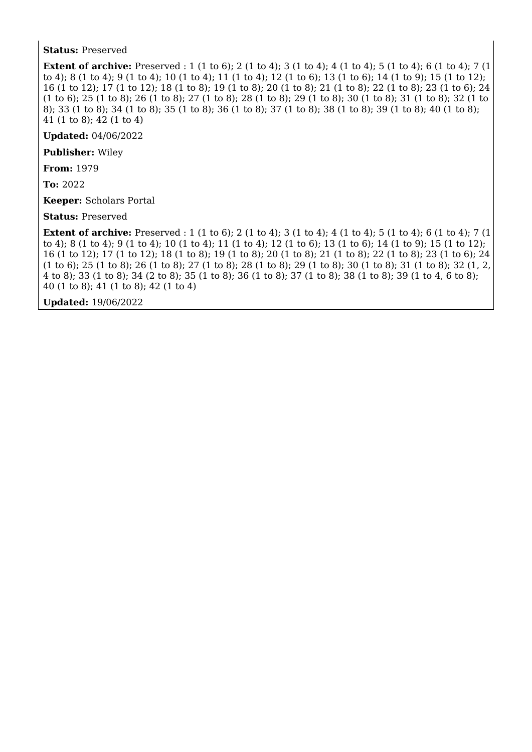**Status:** Preserved

**Extent of archive:** Preserved : 1 (1 to 6); 2 (1 to 4); 3 (1 to 4); 4 (1 to 4); 5 (1 to 4); 6 (1 to 4); 7 (1 to 4); 8 (1 to 4); 9 (1 to 4); 10 (1 to 4); 11 (1 to 4); 12 (1 to 6); 13 (1 to 6); 14 (1 to 9); 15 (1 to 12); 16 (1 to 12); 17 (1 to 12); 18 (1 to 8); 19 (1 to 8); 20 (1 to 8); 21 (1 to 8); 22 (1 to 8); 23 (1 to 6); 24 (1 to 6); 25 (1 to 8); 26 (1 to 8); 27 (1 to 8); 28 (1 to 8); 29 (1 to 8); 30 (1 to 8); 31 (1 to 8); 32 (1 to 8); 33 (1 to 8); 34 (1 to 8); 35 (1 to 8); 36 (1 to 8); 37 (1 to 8); 38 (1 to 8); 39 (1 to 8); 40 (1 to 8); 41 (1 to 8); 42 (1 to 4)

**Updated:** 04/06/2022

**Publisher:** Wiley

**From:** 1979

**To:** 2022

**Keeper:** Scholars Portal

**Status:** Preserved

**Extent of archive:** Preserved : 1 (1 to 6); 2 (1 to 4); 3 (1 to 4); 4 (1 to 4); 5 (1 to 4); 6 (1 to 4); 7 (1 to 4); 8 (1 to 4); 9 (1 to 4); 10 (1 to 4); 11 (1 to 4); 12 (1 to 6); 13 (1 to 6); 14 (1 to 9); 15 (1 to 12); 16 (1 to 12); 17 (1 to 12); 18 (1 to 8); 19 (1 to 8); 20 (1 to 8); 21 (1 to 8); 22 (1 to 8); 23 (1 to 6); 24 (1 to 6); 25 (1 to 8); 26 (1 to 8); 27 (1 to 8); 28 (1 to 8); 29 (1 to 8); 30 (1 to 8); 31 (1 to 8); 32 (1, 2, 4 to 8); 33 (1 to 8); 34 (2 to 8); 35 (1 to 8); 36 (1 to 8); 37 (1 to 8); 38 (1 to 8); 39 (1 to 4, 6 to 8); 40 (1 to 8); 41 (1 to 8); 42 (1 to 4)

**Updated:** 19/06/2022